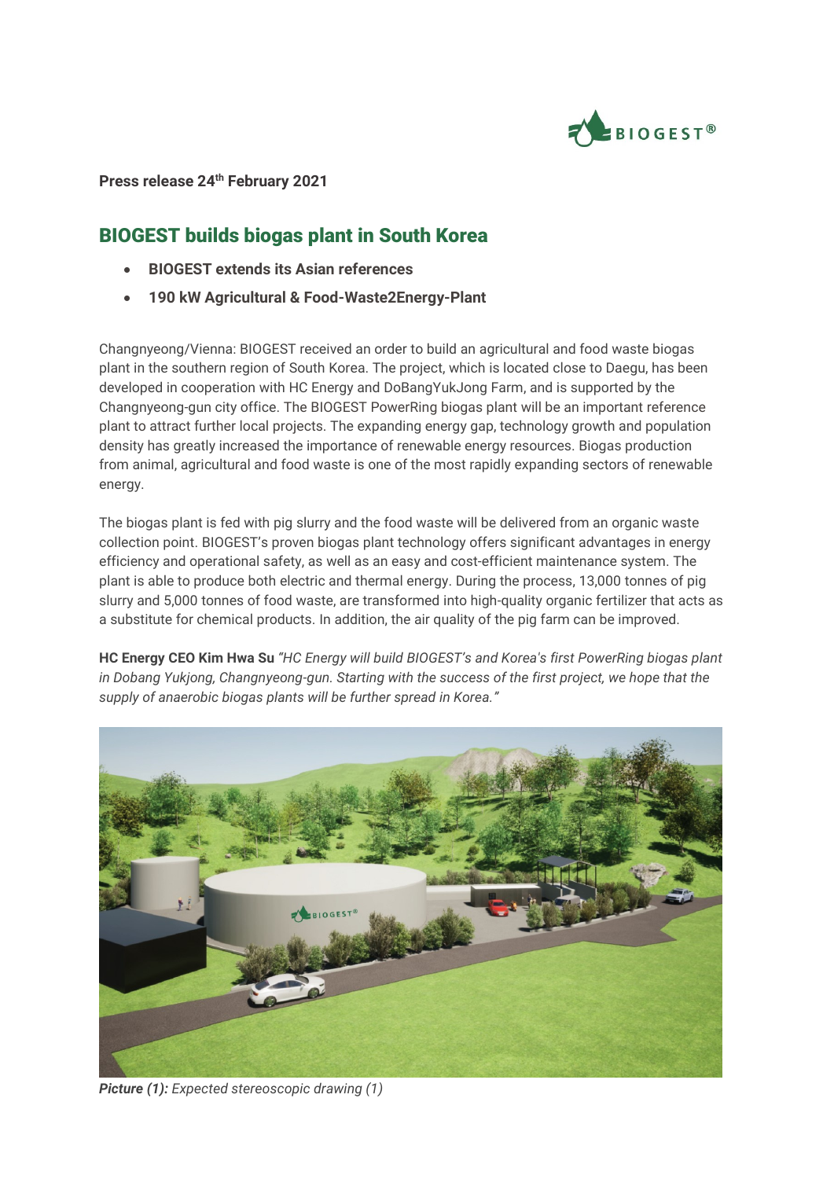**Press release 24th February 2021**

## BIOGEST builds biogas plant in South Korea

- **BIOGEST extends its Asian references**
- **190 kW Agricultural & Food-Waste2Energy-Plant**

Changnyeong/Vienna: BIOGEST received an order to build an agricultural and food waste biogas plant in the southern region of South Korea. The project, which is located close to Daegu, has been developed in cooperation with HC Energy and DoBangYukJong Farm, and is supported by the Changnyeong-gun city office. The BIOGEST PowerRing biogas plant will be an important reference plant to attract further local projects. The expanding energy gap, technology growth and population density has greatly increased the importance of renewable energy resources. Biogas production from animal, agricultural and food waste is one of the most rapidly expanding sectors of renewable energy.

The biogas plant is fed with pig slurry and the food waste will be delivered from an organic waste collection point. BIOGEST's proven biogas plant technology offers significant advantages in energy efficiency and operational safety, as well as an easy and cost-efficient maintenance system. The plant is able to produce both electric and thermal energy. During the process, 13,000 tonnes of pig slurry and 5,000 tonnes of food waste, are transformed into high-quality organic fertilizer that acts as a substitute for chemical products. In addition, the air quality of the pig farm can be improved.

**HC Energy CEO Kim Hwa Su** *"HC Energy will build BIOGEST's and Korea's first PowerRing biogas plant in Dobang Yukjong, Changnyeong-gun. Starting with the success of the first project, we hope that the supply of anaerobic biogas plants will be further spread in Korea."*

***Picture (1):*** *Expected stereoscopic drawing (1)*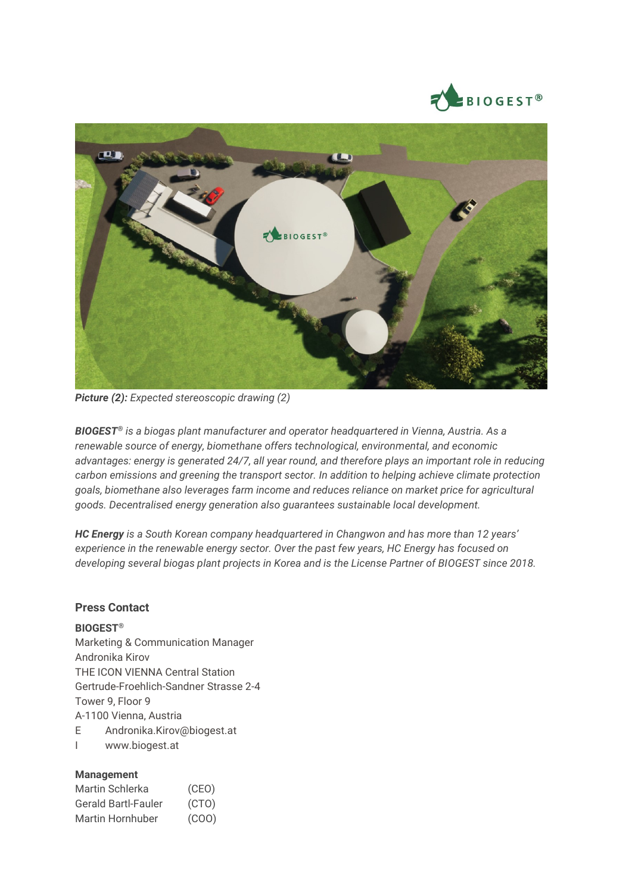*Picture (2):* *Expected stereoscopic drawing (2)*

***BIOGEST®*** *is a biogas plant manufacturer and operator headquartered in Vienna, Austria. As a renewable source of energy, biomethane offers technological, environmental, and economic advantages: energy is generated 24/7, all year round, and therefore plays an important role in reducing carbon emissions and greening the transport sector. In addition to helping achieve climate protection goals, biomethane also leverages farm income and reduces reliance on market price for agricultural goods. Decentralised energy generation also guarantees sustainable local development.*

***HC Energy*** *is a South Korean company headquartered in Changwon and has more than 12 years' experience in the renewable energy sector. Over the past few years, HC Energy has focused on developing several biogas plant projects in Korea and is the License Partner of BIOGEST since 2018.*

## Press Contact

**BIOGEST®**
Marketing & Communication Manager
Andronika Kirov
THE ICON VIENNA Central Station
Gertrude-Froehlich-Sandner Strasse 2-4
Tower 9, Floor 9
A-1100 Vienna, Austria
E Andronika.Kirov@biogest.at
I www.biogest.at

**Management**

| | |
|---|---|
| Martin Schlerka | (CEO) |
| Gerald Bartl-Fauler | (CTO) |
| Martin Hornhuber | (COO) |